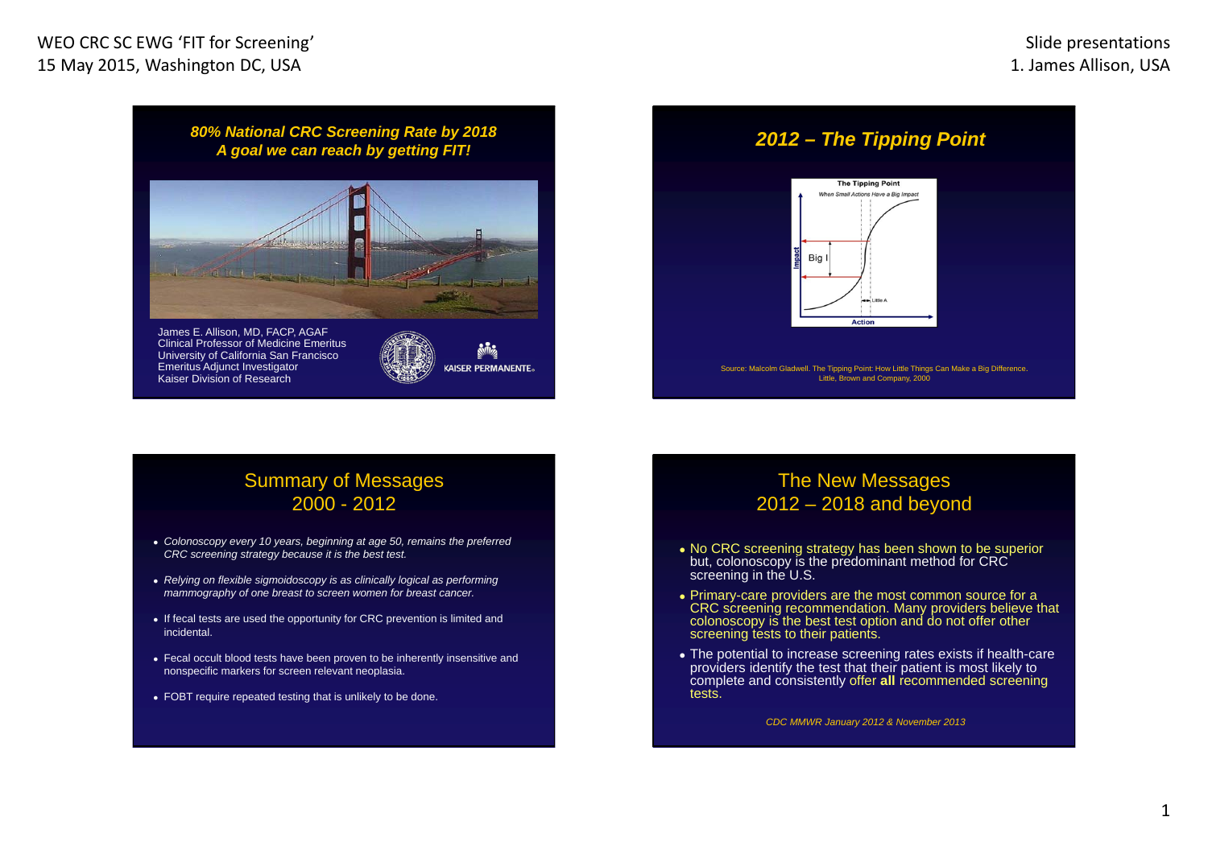## 80% National CRC Screening Rate by 2018
### *A goal we can reach by getting FIT!*

James E. Allison, MD, FACP, AGAF
Clinical Professor of Medicine Emeritus
University of California San Francisco
Emeritus Adjunct Investigator
Kaiser Division of Research

KAISER PERMANENTE

## *2012 – The Tipping Point*

The Tipping Point
*When Small Actions Have a Big Impact*

Impact — Big I — Little A — Action

Source: Malcolm Gladwell. The Tipping Point: How Little Things Can Make a Big Difference. Little, Brown and Company, 2000

## Summary of Messages 2000 - 2012

- *Colonoscopy every 10 years, beginning at age 50, remains the preferred CRC screening strategy because it is the best test.*
- *Relying on flexible sigmoidoscopy is as clinically logical as performing mammography of one breast to screen women for breast cancer.*
- If fecal tests are used the opportunity for CRC prevention is limited and incidental.
- Fecal occult blood tests have been proven to be inherently insensitive and nonspecific markers for screen relevant neoplasia.
- FOBT require repeated testing that is unlikely to be done.

## The New Messages 2012 – 2018 and beyond

- No CRC screening strategy has been shown to be superior but, colonoscopy is the predominant method for CRC screening in the U.S.
- Primary-care providers are the most common source for a CRC screening recommendation. Many providers believe that colonoscopy is the best test option and do not offer other screening tests to their patients.
- The potential to increase screening rates exists if health-care providers identify the test that their patient is most likely to complete and consistently offer **all** recommended screening tests.

*CDC MMWR January 2012 & November 2013*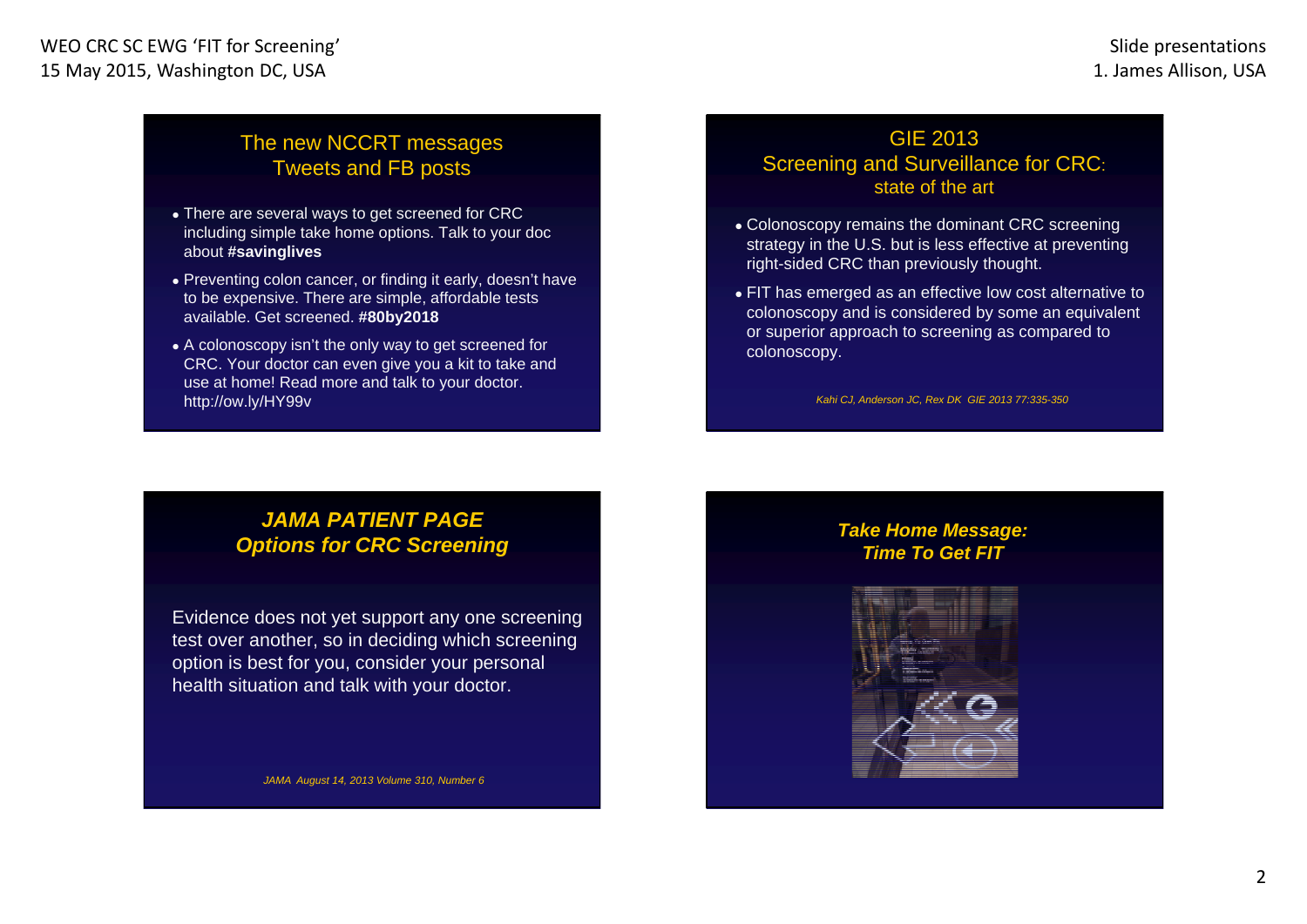## The new NCCRT messages Tweets and FB posts

- There are several ways to get screened for CRC including simple take home options. Talk to your doc about **#savinglives**
- Preventing colon cancer, or finding it early, doesn't have to be expensive. There are simple, affordable tests available. Get screened. **#80by2018**
- A colonoscopy isn't the only way to get screened for CRC. Your doctor can even give you a kit to take and use at home! Read more and talk to your doctor. http://ow.ly/HY99v

## GIE 2013 Screening and Surveillance for CRC: state of the art

- Colonoscopy remains the dominant CRC screening strategy in the U.S. but is less effective at preventing right-sided CRC than previously thought.
- FIT has emerged as an effective low cost alternative to colonoscopy and is considered by some an equivalent or superior approach to screening as compared to colonoscopy.

*Kahi CJ, Anderson JC, Rex DK GIE 2013 77:335-350*

## *JAMA PATIENT PAGE Options for CRC Screening*

Evidence does not yet support any one screening test over another, so in deciding which screening option is best for you, consider your personal health situation and talk with your doctor.

*JAMA August 14, 2013 Volume 310, Number 6*

## *Take Home Message: Time To Get FIT*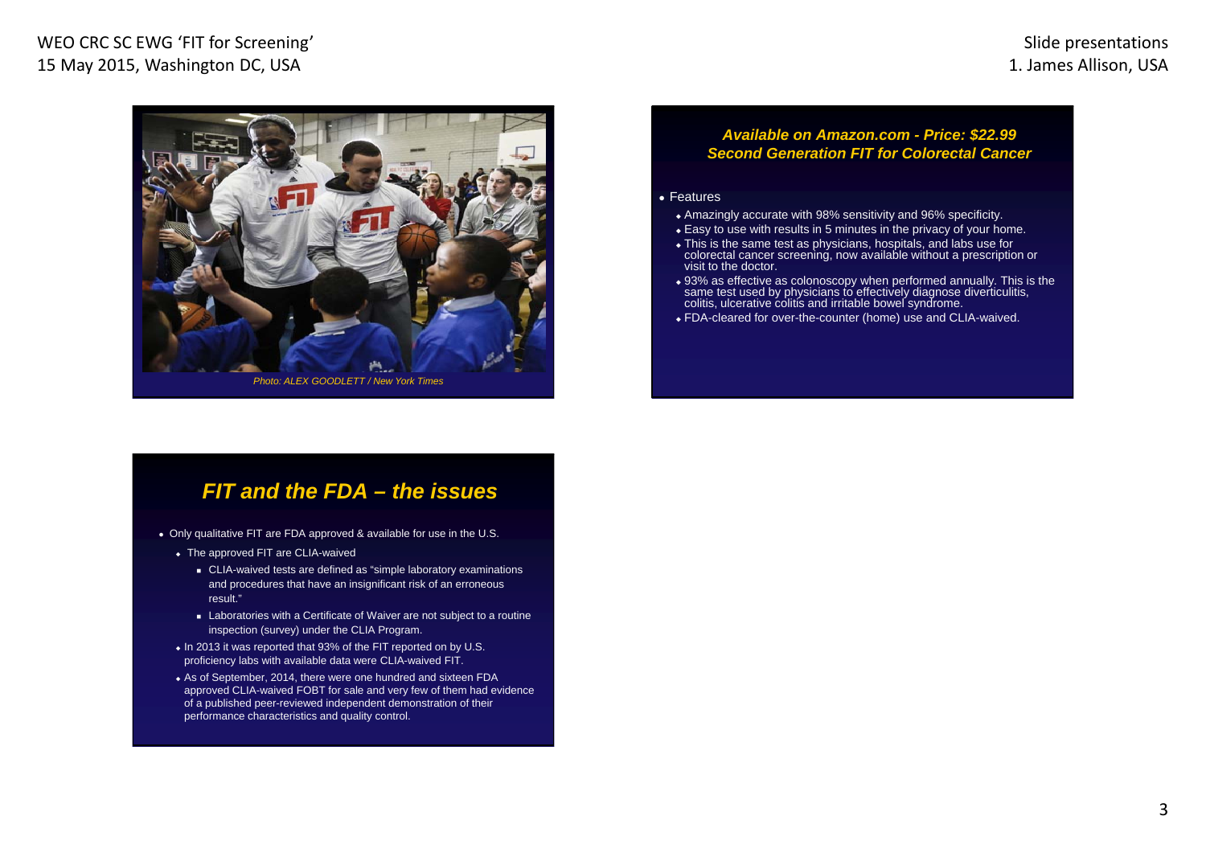Photo: ALEX GOODLETT / New York Times

## Available on Amazon.com - Price: $22.99
## Second Generation FIT for Colorectal Cancer

- Features
  - Amazingly accurate with 98% sensitivity and 96% specificity.
  - Easy to use with results in 5 minutes in the privacy of your home.
  - This is the same test as physicians, hospitals, and labs use for colorectal cancer screening, now available without a prescription or visit to the doctor.
  - 93% as effective as colonoscopy when performed annually. This is the same test used by physicians to effectively diagnose diverticulitis, colitis, ulcerative colitis and irritable bowel syndrome.
  - FDA-cleared for over-the-counter (home) use and CLIA-waived.

## FIT and the FDA – the issues

- Only qualitative FIT are FDA approved & available for use in the U.S.
  - The approved FIT are CLIA-waived
    - CLIA-waived tests are defined as "simple laboratory examinations and procedures that have an insignificant risk of an erroneous result."
    - Laboratories with a Certificate of Waiver are not subject to a routine inspection (survey) under the CLIA Program.
  - In 2013 it was reported that 93% of the FIT reported on by U.S. proficiency labs with available data were CLIA-waived FIT.
  - As of September, 2014, there were one hundred and sixteen FDA approved CLIA-waived FOBT for sale and very few of them had evidence of a published peer-reviewed independent demonstration of their performance characteristics and quality control.